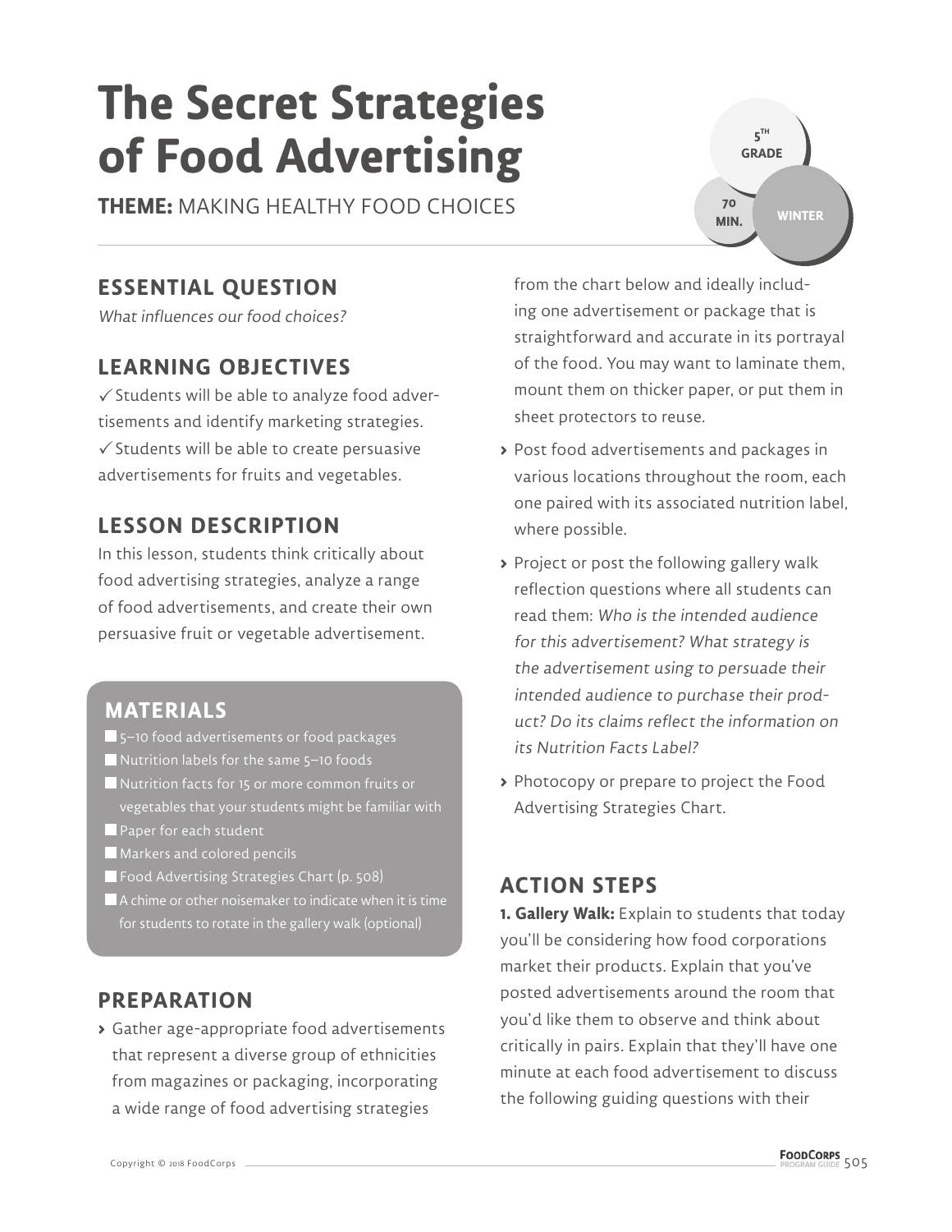# The Secret Strategies of Food Advertising

**THEME:** MAKING HEALTHY FOOD CHOICES

5TH GRADE | 70 MIN. | WINTER

## ESSENTIAL QUESTION

*What influences our food choices?*

## LEARNING OBJECTIVES

✓ Students will be able to analyze food advertisements and identify marketing strategies.
✓ Students will be able to create persuasive advertisements for fruits and vegetables.

## LESSON DESCRIPTION

In this lesson, students think critically about food advertising strategies, analyze a range of food advertisements, and create their own persuasive fruit or vegetable advertisement.

## MATERIALS

- 5–10 food advertisements or food packages
- Nutrition labels for the same 5–10 foods
- Nutrition facts for 15 or more common fruits or vegetables that your students might be familiar with
- Paper for each student
- Markers and colored pencils
- Food Advertising Strategies Chart (p. 508)
- A chime or other noisemaker to indicate when it is time for students to rotate in the gallery walk (optional)

## PREPARATION

- Gather age-appropriate food advertisements that represent a diverse group of ethnicities from magazines or packaging, incorporating a wide range of food advertising strategies from the chart below and ideally including one advertisement or package that is straightforward and accurate in its portrayal of the food. You may want to laminate them, mount them on thicker paper, or put them in sheet protectors to reuse.
- Post food advertisements and packages in various locations throughout the room, each one paired with its associated nutrition label, where possible.
- Project or post the following gallery walk reflection questions where all students can read them: *Who is the intended audience for this advertisement? What strategy is the advertisement using to persuade their intended audience to purchase their product? Do its claims reflect the information on its Nutrition Facts Label?*
- Photocopy or prepare to project the Food Advertising Strategies Chart.

## ACTION STEPS

**1. Gallery Walk:** Explain to students that today you'll be considering how food corporations market their products. Explain that you've posted advertisements around the room that you'd like them to observe and think about critically in pairs. Explain that they'll have one minute at each food advertisement to discuss the following guiding questions with their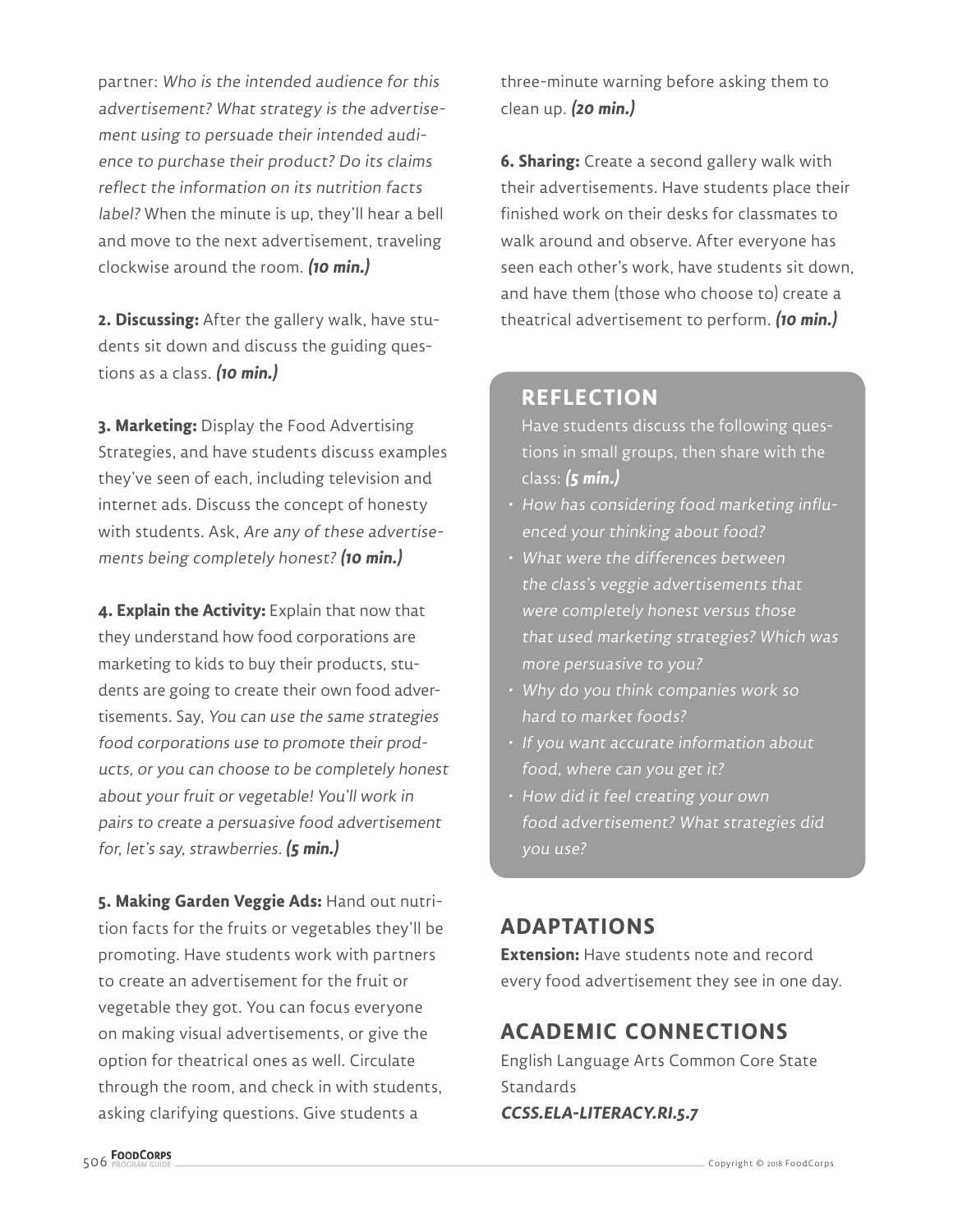partner: *Who is the intended audience for this advertisement? What strategy is the advertisement using to persuade their intended audience to purchase their product? Do its claims reflect the information on its nutrition facts label?* When the minute is up, they'll hear a bell and move to the next advertisement, traveling clockwise around the room. ***(10 min.)***

**2. Discussing:** After the gallery walk, have students sit down and discuss the guiding questions as a class. ***(10 min.)***

**3. Marketing:** Display the Food Advertising Strategies, and have students discuss examples they've seen of each, including television and internet ads. Discuss the concept of honesty with students. Ask, *Are any of these advertisements being completely honest?* ***(10 min.)***

**4. Explain the Activity:** Explain that now that they understand how food corporations are marketing to kids to buy their products, students are going to create their own food advertisements. Say, *You can use the same strategies food corporations use to promote their products, or you can choose to be completely honest about your fruit or vegetable! You'll work in pairs to create a persuasive food advertisement for, let's say, strawberries.* ***(5 min.)***

**5. Making Garden Veggie Ads:** Hand out nutrition facts for the fruits or vegetables they'll be promoting. Have students work with partners to create an advertisement for the fruit or vegetable they got. You can focus everyone on making visual advertisements, or give the option for theatrical ones as well. Circulate through the room, and check in with students, asking clarifying questions. Give students a three-minute warning before asking them to clean up. ***(20 min.)***

**6. Sharing:** Create a second gallery walk with their advertisements. Have students place their finished work on their desks for classmates to walk around and observe. After everyone has seen each other's work, have students sit down, and have them (those who choose to) create a theatrical advertisement to perform. ***(10 min.)***

## REFLECTION

Have students discuss the following questions in small groups, then share with the class: ***(5 min.)***

- *How has considering food marketing influenced your thinking about food?*
- *What were the differences between the class's veggie advertisements that were completely honest versus those that used marketing strategies? Which was more persuasive to you?*
- *Why do you think companies work so hard to market foods?*
- *If you want accurate information about food, where can you get it?*
- *How did it feel creating your own food advertisement? What strategies did you use?*

## ADAPTATIONS

**Extension:** Have students note and record every food advertisement they see in one day.

## ACADEMIC CONNECTIONS

English Language Arts Common Core State Standards

***CCSS.ELA-LITERACY.RI.5.7***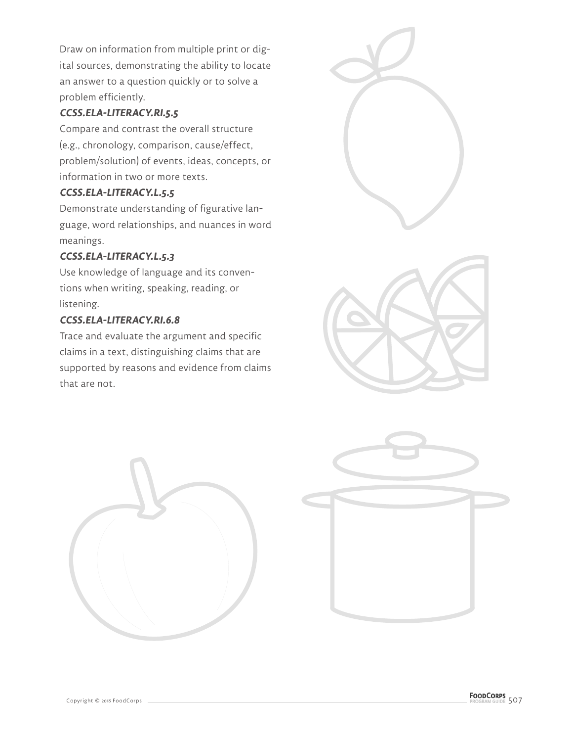Draw on information from multiple print or digital sources, demonstrating the ability to locate an answer to a question quickly or to solve a problem efficiently.

***CCSS.ELA-LITERACY.RI.5.5***

Compare and contrast the overall structure (e.g., chronology, comparison, cause/effect, problem/solution) of events, ideas, concepts, or information in two or more texts.

***CCSS.ELA-LITERACY.L.5.5***

Demonstrate understanding of figurative language, word relationships, and nuances in word meanings.

***CCSS.ELA-LITERACY.L.5.3***

Use knowledge of language and its conventions when writing, speaking, reading, or listening.

***CCSS.ELA-LITERACY.RI.6.8***

Trace and evaluate the argument and specific claims in a text, distinguishing claims that are supported by reasons and evidence from claims that are not.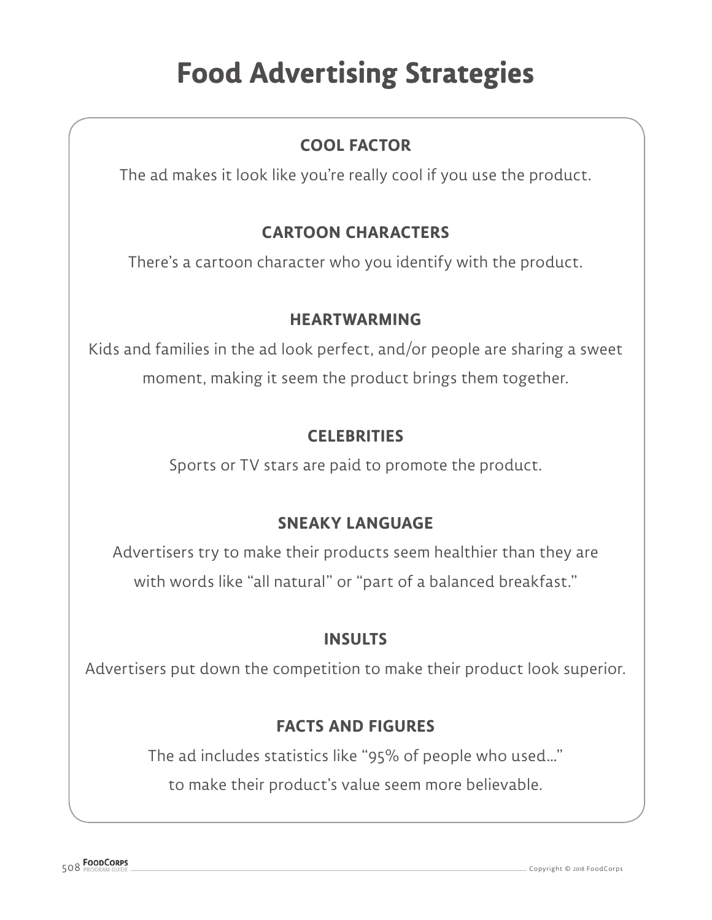# Food Advertising Strategies

### COOL FACTOR

The ad makes it look like you're really cool if you use the product.

### CARTOON CHARACTERS

There's a cartoon character who you identify with the product.

### HEARTWARMING

Kids and families in the ad look perfect, and/or people are sharing a sweet moment, making it seem the product brings them together.

### CELEBRITIES

Sports or TV stars are paid to promote the product.

### SNEAKY LANGUAGE

Advertisers try to make their products seem healthier than they are with words like "all natural" or "part of a balanced breakfast."

### INSULTS

Advertisers put down the competition to make their product look superior.

### FACTS AND FIGURES

The ad includes statistics like "95% of people who used…" to make their product's value seem more believable.